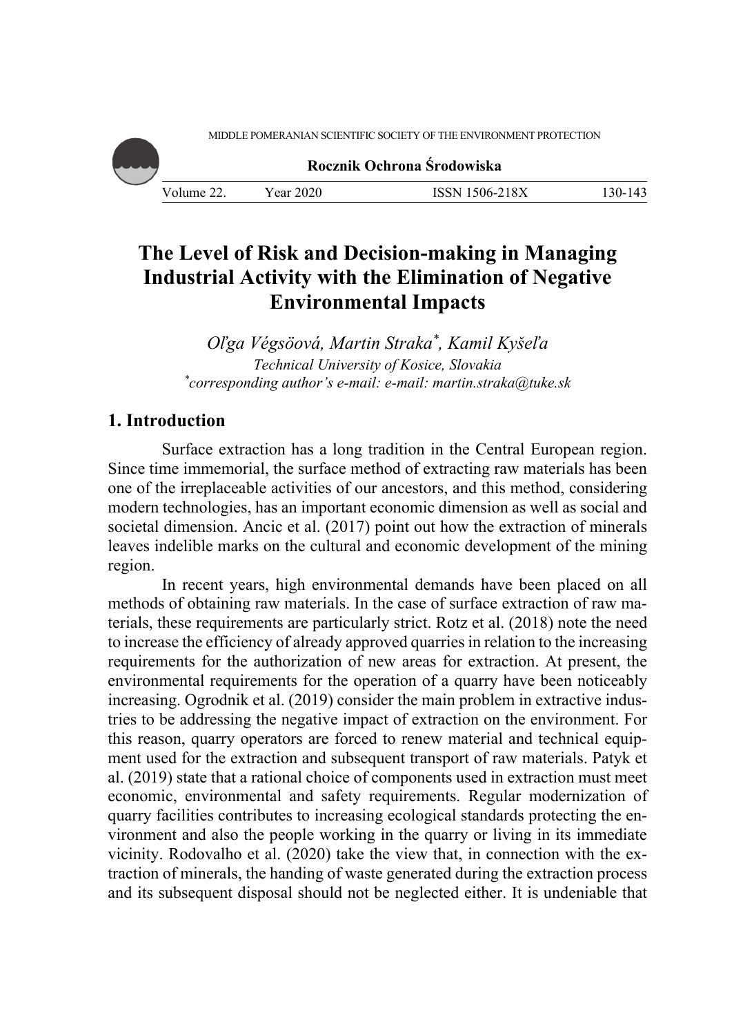# The Level of Risk and Decision-making in Managing Industrial Activity with the Elimination of Negative Environmental Impacts

*Oľga Végsöová, Martin Straka*, Kamil Kyšeľa*
*Technical University of Kosice, Slovakia*
*[*]corresponding author's e-mail: e-mail: martin.straka@tuke.sk*

## 1. Introduction

Surface extraction has a long tradition in the Central European region. Since time immemorial, the surface method of extracting raw materials has been one of the irreplaceable activities of our ancestors, and this method, considering modern technologies, has an important economic dimension as well as social and societal dimension. Ancic et al. (2017) point out how the extraction of minerals leaves indelible marks on the cultural and economic development of the mining region.

In recent years, high environmental demands have been placed on all methods of obtaining raw materials. In the case of surface extraction of raw materials, these requirements are particularly strict. Rotz et al. (2018) note the need to increase the efficiency of already approved quarries in relation to the increasing requirements for the authorization of new areas for extraction. At present, the environmental requirements for the operation of a quarry have been noticeably increasing. Ogrodnik et al. (2019) consider the main problem in extractive industries to be addressing the negative impact of extraction on the environment. For this reason, quarry operators are forced to renew material and technical equipment used for the extraction and subsequent transport of raw materials. Patyk et al. (2019) state that a rational choice of components used in extraction must meet economic, environmental and safety requirements. Regular modernization of quarry facilities contributes to increasing ecological standards protecting the environment and also the people working in the quarry or living in its immediate vicinity. Rodovalho et al. (2020) take the view that, in connection with the extraction of minerals, the handing of waste generated during the extraction process and its subsequent disposal should not be neglected either. It is undeniable that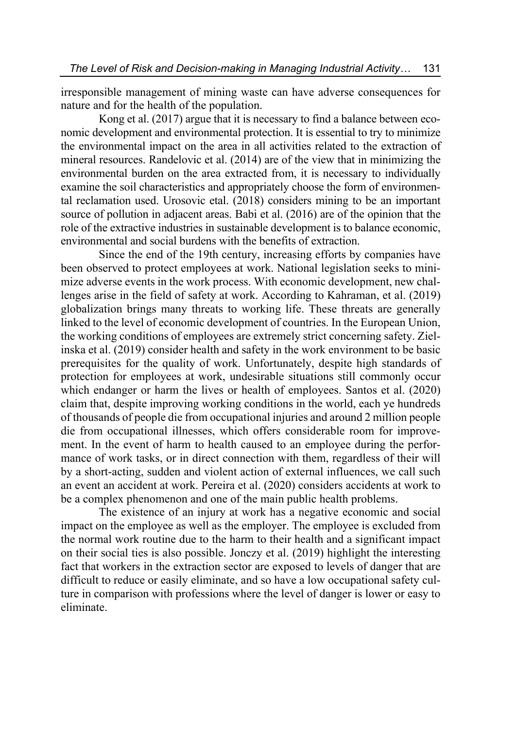irresponsible management of mining waste can have adverse consequences for nature and for the health of the population.

Kong et al. (2017) argue that it is necessary to find a balance between economic development and environmental protection. It is essential to try to minimize the environmental impact on the area in all activities related to the extraction of mineral resources. Randelovic et al. (2014) are of the view that in minimizing the environmental burden on the area extracted from, it is necessary to individually examine the soil characteristics and appropriately choose the form of environmental reclamation used. Urosovic etal. (2018) considers mining to be an important source of pollution in adjacent areas. Babi et al. (2016) are of the opinion that the role of the extractive industries in sustainable development is to balance economic, environmental and social burdens with the benefits of extraction.

Since the end of the 19th century, increasing efforts by companies have been observed to protect employees at work. National legislation seeks to minimize adverse events in the work process. With economic development, new challenges arise in the field of safety at work. According to Kahraman, et al. (2019) globalization brings many threats to working life. These threats are generally linked to the level of economic development of countries. In the European Union, the working conditions of employees are extremely strict concerning safety. Zielinska et al. (2019) consider health and safety in the work environment to be basic prerequisites for the quality of work. Unfortunately, despite high standards of protection for employees at work, undesirable situations still commonly occur which endanger or harm the lives or health of employees. Santos et al. (2020) claim that, despite improving working conditions in the world, each ye hundreds of thousands of people die from occupational injuries and around 2 million people die from occupational illnesses, which offers considerable room for improvement. In the event of harm to health caused to an employee during the performance of work tasks, or in direct connection with them, regardless of their will by a short-acting, sudden and violent action of external influences, we call such an event an accident at work. Pereira et al. (2020) considers accidents at work to be a complex phenomenon and one of the main public health problems.

The existence of an injury at work has a negative economic and social impact on the employee as well as the employer. The employee is excluded from the normal work routine due to the harm to their health and a significant impact on their social ties is also possible. Jonczy et al. (2019) highlight the interesting fact that workers in the extraction sector are exposed to levels of danger that are difficult to reduce or easily eliminate, and so have a low occupational safety culture in comparison with professions where the level of danger is lower or easy to eliminate.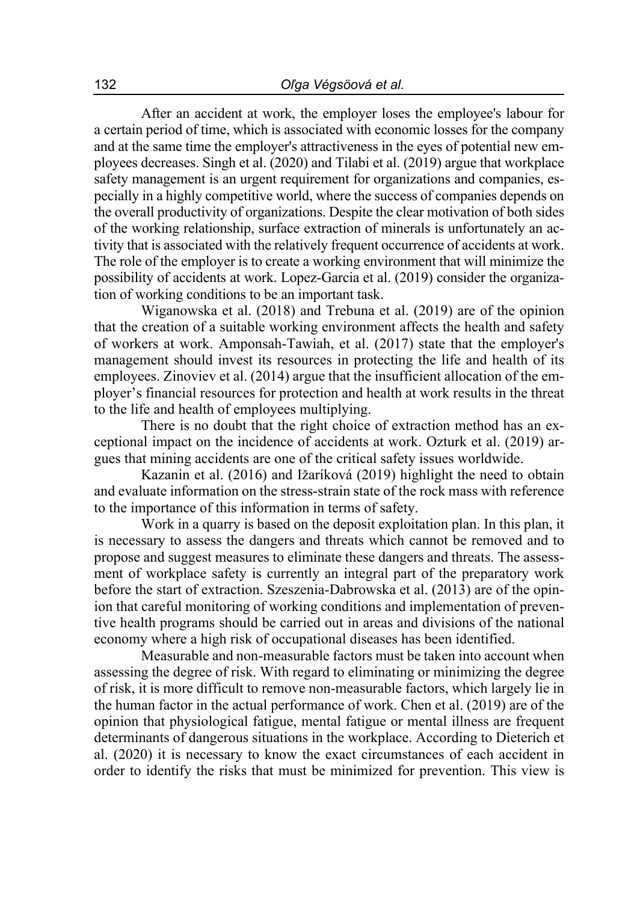After an accident at work, the employer loses the employee's labour for a certain period of time, which is associated with economic losses for the company and at the same time the employer's attractiveness in the eyes of potential new employees decreases. Singh et al. (2020) and Tilabi et al. (2019) argue that workplace safety management is an urgent requirement for organizations and companies, especially in a highly competitive world, where the success of companies depends on the overall productivity of organizations. Despite the clear motivation of both sides of the working relationship, surface extraction of minerals is unfortunately an activity that is associated with the relatively frequent occurrence of accidents at work. The role of the employer is to create a working environment that will minimize the possibility of accidents at work. Lopez-Garcia et al. (2019) consider the organization of working conditions to be an important task.

Wiganowska et al. (2018) and Trebuna et al. (2019) are of the opinion that the creation of a suitable working environment affects the health and safety of workers at work. Amponsah-Tawiah, et al. (2017) state that the employer's management should invest its resources in protecting the life and health of its employees. Zinoviev et al. (2014) argue that the insufficient allocation of the employer's financial resources for protection and health at work results in the threat to the life and health of employees multiplying.

There is no doubt that the right choice of extraction method has an exceptional impact on the incidence of accidents at work. Ozturk et al. (2019) argues that mining accidents are one of the critical safety issues worldwide.

Kazanin et al. (2016) and Ižaríková (2019) highlight the need to obtain and evaluate information on the stress-strain state of the rock mass with reference to the importance of this information in terms of safety.

Work in a quarry is based on the deposit exploitation plan. In this plan, it is necessary to assess the dangers and threats which cannot be removed and to propose and suggest measures to eliminate these dangers and threats. The assessment of workplace safety is currently an integral part of the preparatory work before the start of extraction. Szeszenia-Dabrowska et al. (2013) are of the opinion that careful monitoring of working conditions and implementation of preventive health programs should be carried out in areas and divisions of the national economy where a high risk of occupational diseases has been identified.

Measurable and non-measurable factors must be taken into account when assessing the degree of risk. With regard to eliminating or minimizing the degree of risk, it is more difficult to remove non-measurable factors, which largely lie in the human factor in the actual performance of work. Chen et al. (2019) are of the opinion that physiological fatigue, mental fatigue or mental illness are frequent determinants of dangerous situations in the workplace. According to Dieterich et al. (2020) it is necessary to know the exact circumstances of each accident in order to identify the risks that must be minimized for prevention. This view is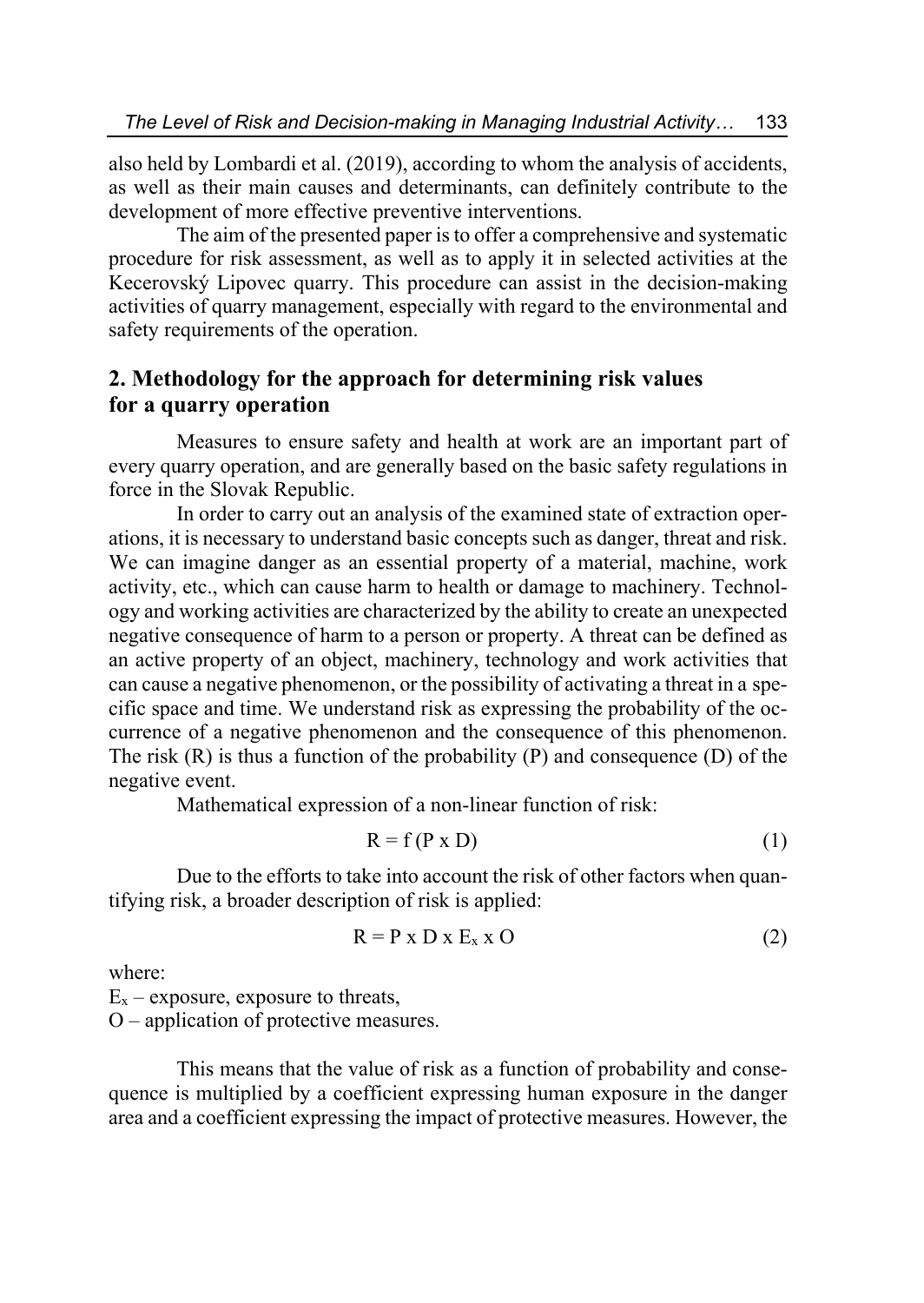also held by Lombardi et al. (2019), according to whom the analysis of accidents, as well as their main causes and determinants, can definitely contribute to the development of more effective preventive interventions.

The aim of the presented paper is to offer a comprehensive and systematic procedure for risk assessment, as well as to apply it in selected activities at the Kecerovský Lipovec quarry. This procedure can assist in the decision-making activities of quarry management, especially with regard to the environmental and safety requirements of the operation.

## 2. Methodology for the approach for determining risk values for a quarry operation

Measures to ensure safety and health at work are an important part of every quarry operation, and are generally based on the basic safety regulations in force in the Slovak Republic.

In order to carry out an analysis of the examined state of extraction operations, it is necessary to understand basic concepts such as danger, threat and risk. We can imagine danger as an essential property of a material, machine, work activity, etc., which can cause harm to health or damage to machinery. Technology and working activities are characterized by the ability to create an unexpected negative consequence of harm to a person or property. A threat can be defined as an active property of an object, machinery, technology and work activities that can cause a negative phenomenon, or the possibility of activating a threat in a specific space and time. We understand risk as expressing the probability of the occurrence of a negative phenomenon and the consequence of this phenomenon. The risk (R) is thus a function of the probability (P) and consequence (D) of the negative event.

Mathematical expression of a non-linear function of risk:

$$R = f\,(P \times D) \tag{1}$$

Due to the efforts to take into account the risk of other factors when quantifying risk, a broader description of risk is applied:

$$R = P \times D \times E_x \times O \tag{2}$$

where:

$E_x$ – exposure, exposure to threats,

$O$ – application of protective measures.

This means that the value of risk as a function of probability and consequence is multiplied by a coefficient expressing human exposure in the danger area and a coefficient expressing the impact of protective measures. However, the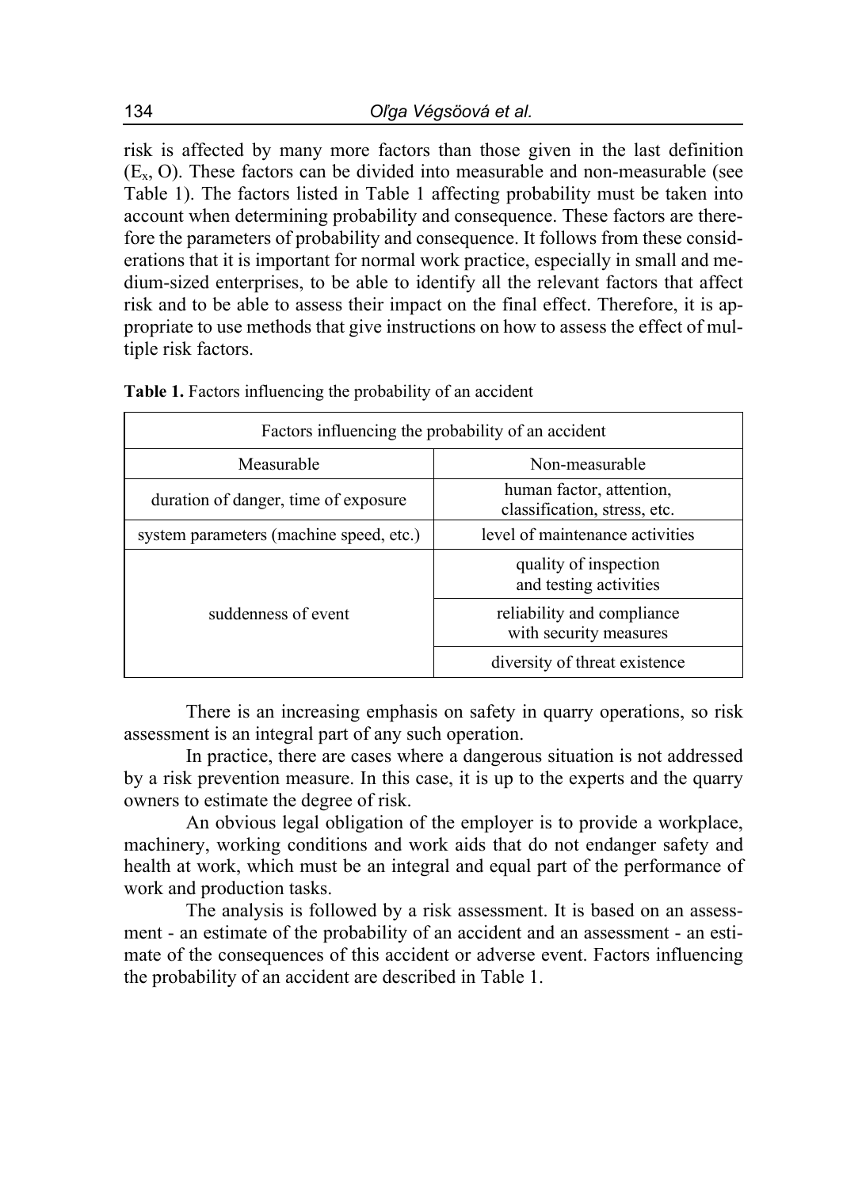risk is affected by many more factors than those given in the last definition ($E_x$, O). These factors can be divided into measurable and non-measurable (see Table 1). The factors listed in Table 1 affecting probability must be taken into account when determining probability and consequence. These factors are therefore the parameters of probability and consequence. It follows from these considerations that it is important for normal work practice, especially in small and medium-sized enterprises, to be able to identify all the relevant factors that affect risk and to be able to assess their impact on the final effect. Therefore, it is appropriate to use methods that give instructions on how to assess the effect of multiple risk factors.

**Table 1.** Factors influencing the probability of an accident

| Factors influencing the probability of an accident | |
|---|---|
| Measurable | Non-measurable |
| duration of danger, time of exposure | human factor, attention, classification, stress, etc. |
| system parameters (machine speed, etc.) | level of maintenance activities |
| suddenness of event | quality of inspection and testing activities |
| | reliability and compliance with security measures |
| | diversity of threat existence |

There is an increasing emphasis on safety in quarry operations, so risk assessment is an integral part of any such operation.

In practice, there are cases where a dangerous situation is not addressed by a risk prevention measure. In this case, it is up to the experts and the quarry owners to estimate the degree of risk.

An obvious legal obligation of the employer is to provide a workplace, machinery, working conditions and work aids that do not endanger safety and health at work, which must be an integral and equal part of the performance of work and production tasks.

The analysis is followed by a risk assessment. It is based on an assessment - an estimate of the probability of an accident and an assessment - an estimate of the consequences of this accident or adverse event. Factors influencing the probability of an accident are described in Table 1.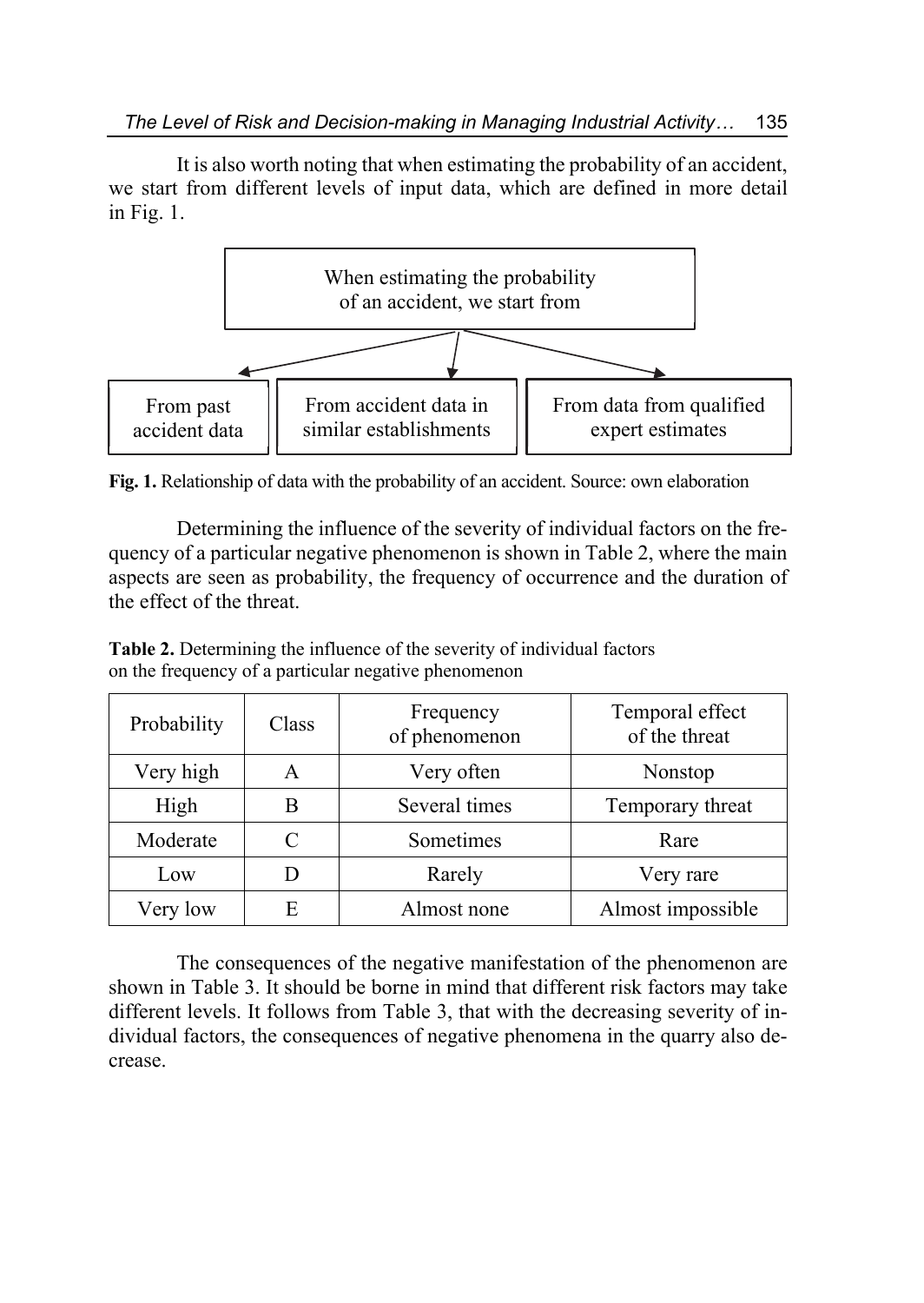It is also worth noting that when estimating the probability of an accident, we start from different levels of input data, which are defined in more detail in Fig. 1.

When estimating the probability of an accident, we start from

From past accident data

From accident data in similar establishments

From data from qualified expert estimates

**Fig. 1.** Relationship of data with the probability of an accident. Source: own elaboration

Determining the influence of the severity of individual factors on the frequency of a particular negative phenomenon is shown in Table 2, where the main aspects are seen as probability, the frequency of occurrence and the duration of the effect of the threat.

**Table 2.** Determining the influence of the severity of individual factors on the frequency of a particular negative phenomenon

| Probability | Class | Frequency of phenomenon | Temporal effect of the threat |
|---|---|---|---|
| Very high | A | Very often | Nonstop |
| High | B | Several times | Temporary threat |
| Moderate | C | Sometimes | Rare |
| Low | D | Rarely | Very rare |
| Very low | E | Almost none | Almost impossible |

The consequences of the negative manifestation of the phenomenon are shown in Table 3. It should be borne in mind that different risk factors may take different levels. It follows from Table 3, that with the decreasing severity of individual factors, the consequences of negative phenomena in the quarry also decrease.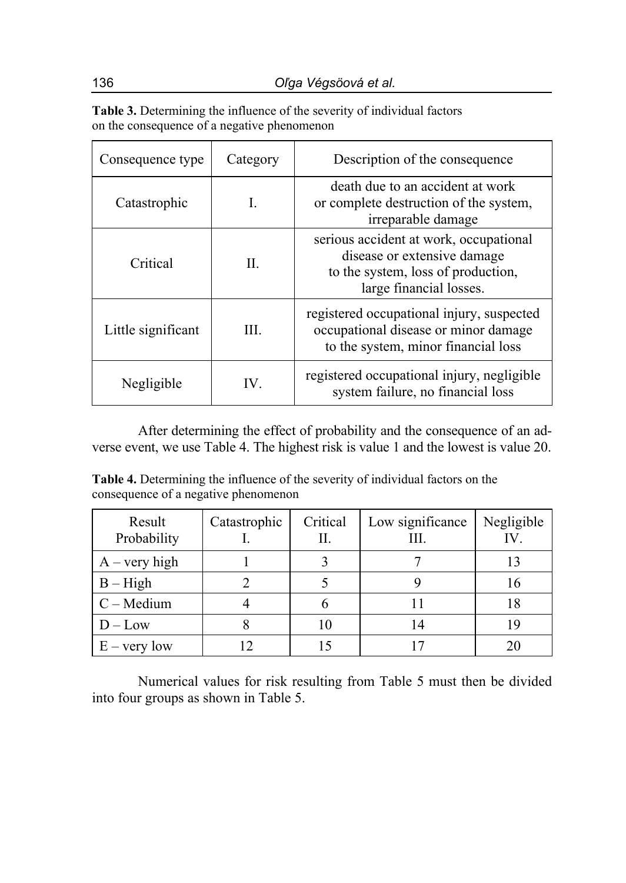**Table 3.** Determining the influence of the severity of individual factors on the consequence of a negative phenomenon

| Consequence type | Category | Description of the consequence |
|---|---|---|
| Catastrophic | I. | death due to an accident at work or complete destruction of the system, irreparable damage |
| Critical | II. | serious accident at work, occupational disease or extensive damage to the system, loss of production, large financial losses. |
| Little significant | III. | registered occupational injury, suspected occupational disease or minor damage to the system, minor financial loss |
| Negligible | IV. | registered occupational injury, negligible system failure, no financial loss |

After determining the effect of probability and the consequence of an adverse event, we use Table 4. The highest risk is value 1 and the lowest is value 20.

**Table 4.** Determining the influence of the severity of individual factors on the consequence of a negative phenomenon

| Result Probability | Catastrophic I. | Critical II. | Low significance III. | Negligible IV. |
|---|---|---|---|---|
| A – very high | 1 | 3 | 7 | 13 |
| B – High | 2 | 5 | 9 | 16 |
| C – Medium | 4 | 6 | 11 | 18 |
| D – Low | 8 | 10 | 14 | 19 |
| E – very low | 12 | 15 | 17 | 20 |

Numerical values for risk resulting from Table 5 must then be divided into four groups as shown in Table 5.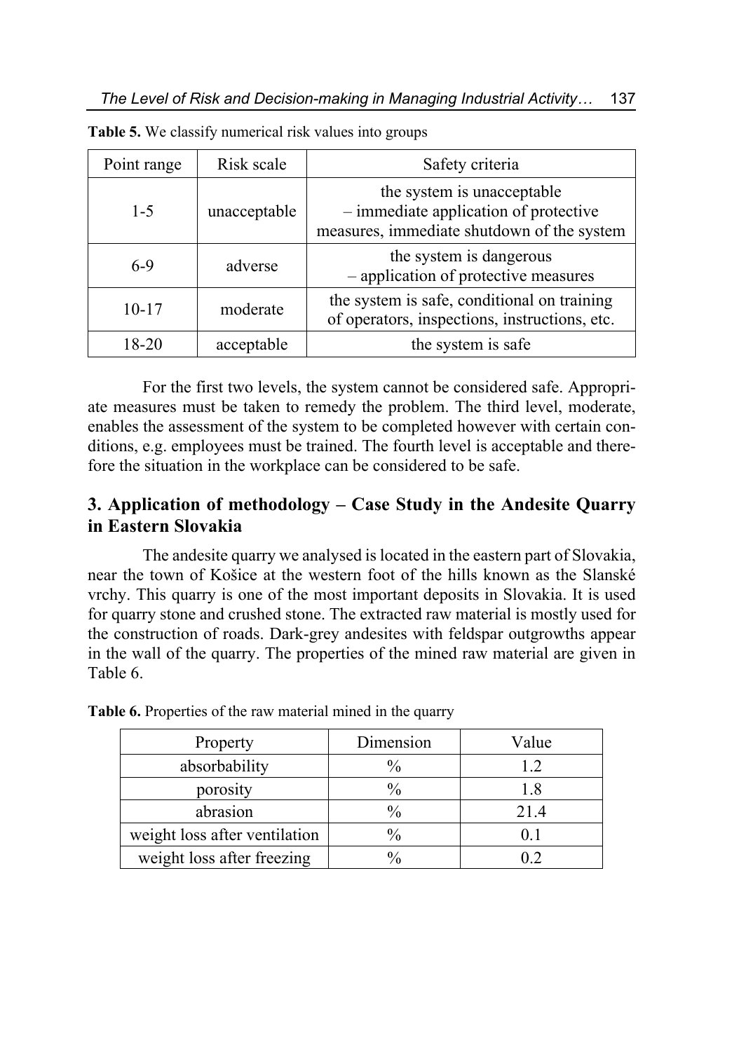**Table 5.** We classify numerical risk values into groups

| Point range | Risk scale | Safety criteria |
|---|---|---|
| 1-5 | unacceptable | the system is unacceptable – immediate application of protective measures, immediate shutdown of the system |
| 6-9 | adverse | the system is dangerous – application of protective measures |
| 10-17 | moderate | the system is safe, conditional on training of operators, inspections, instructions, etc. |
| 18-20 | acceptable | the system is safe |

For the first two levels, the system cannot be considered safe. Appropriate measures must be taken to remedy the problem. The third level, moderate, enables the assessment of the system to be completed however with certain conditions, e.g. employees must be trained. The fourth level is acceptable and therefore the situation in the workplace can be considered to be safe.

## 3. Application of methodology – Case Study in the Andesite Quarry in Eastern Slovakia

The andesite quarry we analysed is located in the eastern part of Slovakia, near the town of Košice at the western foot of the hills known as the Slanské vrchy. This quarry is one of the most important deposits in Slovakia. It is used for quarry stone and crushed stone. The extracted raw material is mostly used for the construction of roads. Dark-grey andesites with feldspar outgrowths appear in the wall of the quarry. The properties of the mined raw material are given in Table 6.

**Table 6.** Properties of the raw material mined in the quarry

| Property | Dimension | Value |
|---|---|---|
| absorbability | % | 1.2 |
| porosity | % | 1.8 |
| abrasion | % | 21.4 |
| weight loss after ventilation | % | 0.1 |
| weight loss after freezing | % | 0.2 |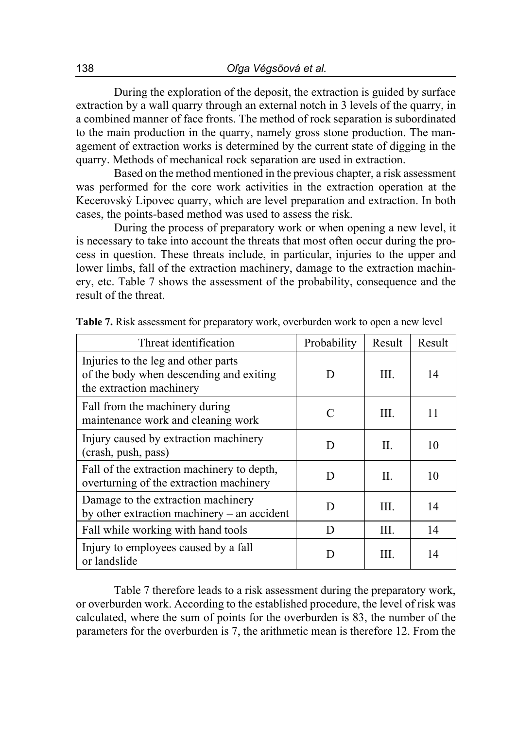During the exploration of the deposit, the extraction is guided by surface extraction by a wall quarry through an external notch in 3 levels of the quarry, in a combined manner of face fronts. The method of rock separation is subordinated to the main production in the quarry, namely gross stone production. The management of extraction works is determined by the current state of digging in the quarry. Methods of mechanical rock separation are used in extraction.

Based on the method mentioned in the previous chapter, a risk assessment was performed for the core work activities in the extraction operation at the Kecerovský Lipovec quarry, which are level preparation and extraction. In both cases, the points-based method was used to assess the risk.

During the process of preparatory work or when opening a new level, it is necessary to take into account the threats that most often occur during the process in question. These threats include, in particular, injuries to the upper and lower limbs, fall of the extraction machinery, damage to the extraction machinery, etc. Table 7 shows the assessment of the probability, consequence and the result of the threat.

**Table 7.** Risk assessment for preparatory work, overburden work to open a new level

| Threat identification | Probability | Result | Result |
|---|---|---|---|
| Injuries to the leg and other parts of the body when descending and exiting the extraction machinery | D | III. | 14 |
| Fall from the machinery during maintenance work and cleaning work | C | III. | 11 |
| Injury caused by extraction machinery (crash, push, pass) | D | II. | 10 |
| Fall of the extraction machinery to depth, overturning of the extraction machinery | D | II. | 10 |
| Damage to the extraction machinery by other extraction machinery – an accident | D | III. | 14 |
| Fall while working with hand tools | D | III. | 14 |
| Injury to employees caused by a fall or landslide | D | III. | 14 |

Table 7 therefore leads to a risk assessment during the preparatory work, or overburden work. According to the established procedure, the level of risk was calculated, where the sum of points for the overburden is 83, the number of the parameters for the overburden is 7, the arithmetic mean is therefore 12. From the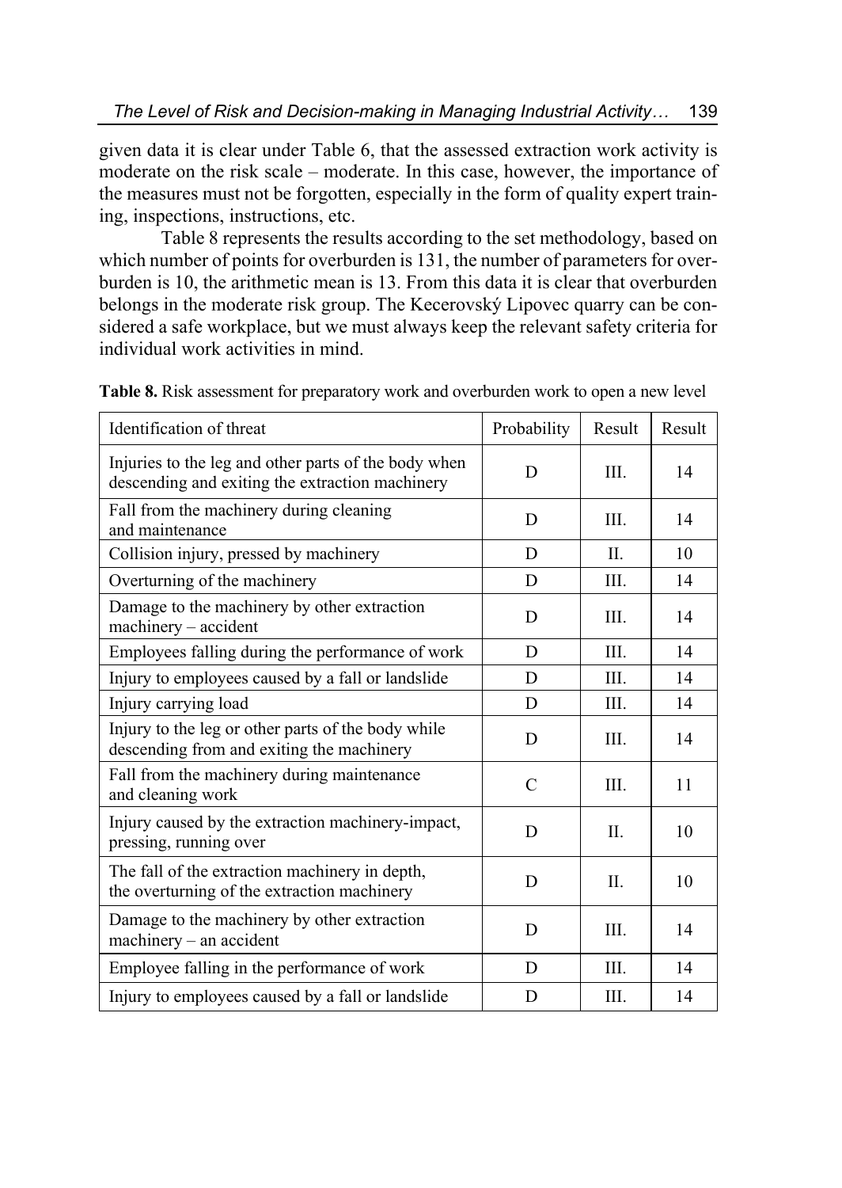given data it is clear under Table 6, that the assessed extraction work activity is moderate on the risk scale – moderate. In this case, however, the importance of the measures must not be forgotten, especially in the form of quality expert training, inspections, instructions, etc.

Table 8 represents the results according to the set methodology, based on which number of points for overburden is 131, the number of parameters for overburden is 10, the arithmetic mean is 13. From this data it is clear that overburden belongs in the moderate risk group. The Kecerovský Lipovec quarry can be considered a safe workplace, but we must always keep the relevant safety criteria for individual work activities in mind.

**Table 8.** Risk assessment for preparatory work and overburden work to open a new level

| Identification of threat | Probability | Result | Result |
|---|---|---|---|
| Injuries to the leg and other parts of the body when descending and exiting the extraction machinery | D | III. | 14 |
| Fall from the machinery during cleaning and maintenance | D | III. | 14 |
| Collision injury, pressed by machinery | D | II. | 10 |
| Overturning of the machinery | D | III. | 14 |
| Damage to the machinery by other extraction machinery – accident | D | III. | 14 |
| Employees falling during the performance of work | D | III. | 14 |
| Injury to employees caused by a fall or landslide | D | III. | 14 |
| Injury carrying load | D | III. | 14 |
| Injury to the leg or other parts of the body while descending from and exiting the machinery | D | III. | 14 |
| Fall from the machinery during maintenance and cleaning work | C | III. | 11 |
| Injury caused by the extraction machinery-impact, pressing, running over | D | II. | 10 |
| The fall of the extraction machinery in depth, the overturning of the extraction machinery | D | II. | 10 |
| Damage to the machinery by other extraction machinery – an accident | D | III. | 14 |
| Employee falling in the performance of work | D | III. | 14 |
| Injury to employees caused by a fall or landslide | D | III. | 14 |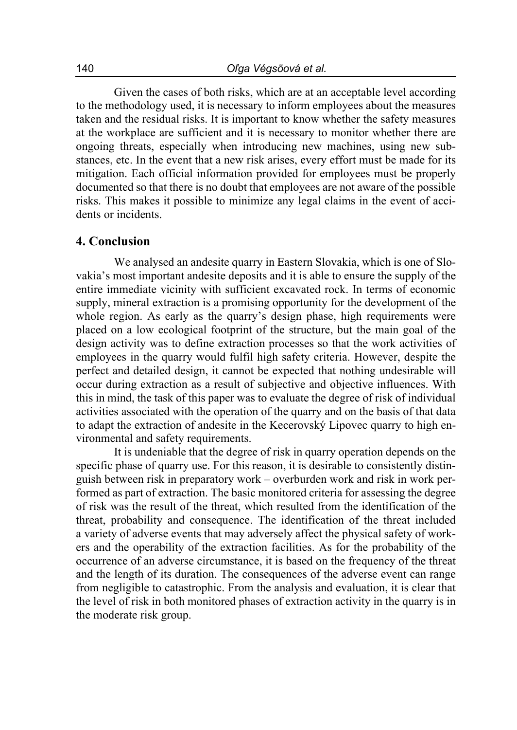Given the cases of both risks, which are at an acceptable level according to the methodology used, it is necessary to inform employees about the measures taken and the residual risks. It is important to know whether the safety measures at the workplace are sufficient and it is necessary to monitor whether there are ongoing threats, especially when introducing new machines, using new substances, etc. In the event that a new risk arises, every effort must be made for its mitigation. Each official information provided for employees must be properly documented so that there is no doubt that employees are not aware of the possible risks. This makes it possible to minimize any legal claims in the event of accidents or incidents.

## 4. Conclusion

We analysed an andesite quarry in Eastern Slovakia, which is one of Slovakia's most important andesite deposits and it is able to ensure the supply of the entire immediate vicinity with sufficient excavated rock. In terms of economic supply, mineral extraction is a promising opportunity for the development of the whole region. As early as the quarry's design phase, high requirements were placed on a low ecological footprint of the structure, but the main goal of the design activity was to define extraction processes so that the work activities of employees in the quarry would fulfil high safety criteria. However, despite the perfect and detailed design, it cannot be expected that nothing undesirable will occur during extraction as a result of subjective and objective influences. With this in mind, the task of this paper was to evaluate the degree of risk of individual activities associated with the operation of the quarry and on the basis of that data to adapt the extraction of andesite in the Kecerovský Lipovec quarry to high environmental and safety requirements.

It is undeniable that the degree of risk in quarry operation depends on the specific phase of quarry use. For this reason, it is desirable to consistently distinguish between risk in preparatory work – overburden work and risk in work performed as part of extraction. The basic monitored criteria for assessing the degree of risk was the result of the threat, which resulted from the identification of the threat, probability and consequence. The identification of the threat included a variety of adverse events that may adversely affect the physical safety of workers and the operability of the extraction facilities. As for the probability of the occurrence of an adverse circumstance, it is based on the frequency of the threat and the length of its duration. The consequences of the adverse event can range from negligible to catastrophic. From the analysis and evaluation, it is clear that the level of risk in both monitored phases of extraction activity in the quarry is in the moderate risk group.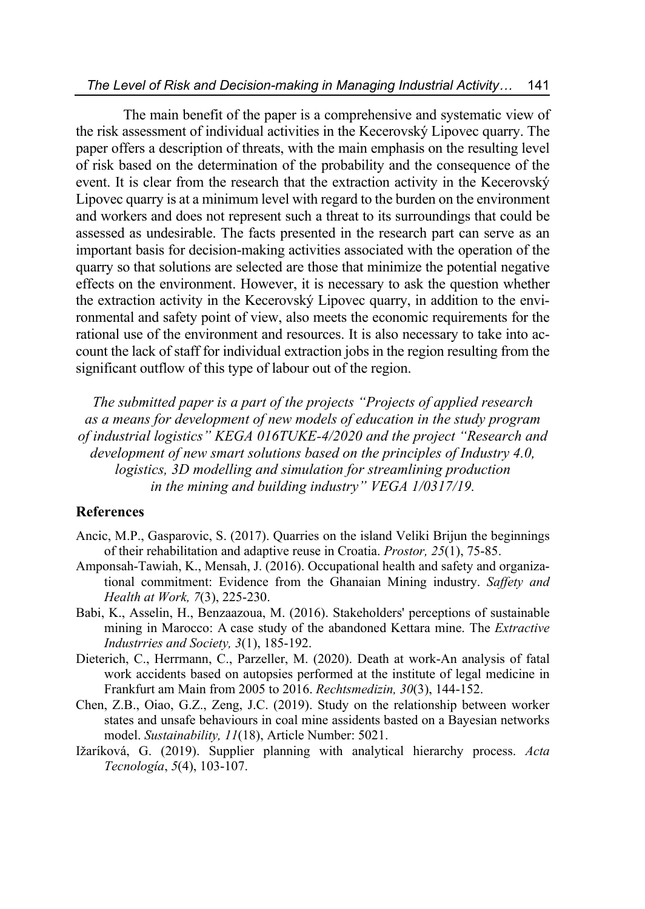The main benefit of the paper is a comprehensive and systematic view of the risk assessment of individual activities in the Kecerovský Lipovec quarry. The paper offers a description of threats, with the main emphasis on the resulting level of risk based on the determination of the probability and the consequence of the event. It is clear from the research that the extraction activity in the Kecerovský Lipovec quarry is at a minimum level with regard to the burden on the environment and workers and does not represent such a threat to its surroundings that could be assessed as undesirable. The facts presented in the research part can serve as an important basis for decision-making activities associated with the operation of the quarry so that solutions are selected are those that minimize the potential negative effects on the environment. However, it is necessary to ask the question whether the extraction activity in the Kecerovský Lipovec quarry, in addition to the environmental and safety point of view, also meets the economic requirements for the rational use of the environment and resources. It is also necessary to take into account the lack of staff for individual extraction jobs in the region resulting from the significant outflow of this type of labour out of the region.

*The submitted paper is a part of the projects "Projects of applied research as a means for development of new models of education in the study program of industrial logistics" KEGA 016TUKE-4/2020 and the project "Research and development of new smart solutions based on the principles of Industry 4.0, logistics, 3D modelling and simulation for streamlining production in the mining and building industry" VEGA 1/0317/19.*

## References

Ancic, M.P., Gasparovic, S. (2017). Quarries on the island Veliki Brijun the beginnings of their rehabilitation and adaptive reuse in Croatia. *Prostor, 25*(1), 75-85.

Amponsah-Tawiah, K., Mensah, J. (2016). Occupational health and safety and organizational commitment: Evidence from the Ghanaian Mining industry. *Saffety and Health at Work, 7*(3), 225-230.

Babi, K., Asselin, H., Benzaazoua, M. (2016). Stakeholders' perceptions of sustainable mining in Marocco: A case study of the abandoned Kettara mine. The *Extractive Industrries and Society, 3*(1), 185-192.

Dieterich, C., Herrmann, C., Parzeller, M. (2020). Death at work-An analysis of fatal work accidents based on autopsies performed at the institute of legal medicine in Frankfurt am Main from 2005 to 2016. *Rechtsmedizin, 30*(3), 144-152.

Chen, Z.B., Oiao, G.Z., Zeng, J.C. (2019). Study on the relationship between worker states and unsafe behaviours in coal mine assidents basted on a Bayesian networks model. *Sustainability, 11*(18), Article Number: 5021.

Ižaríková, G. (2019). Supplier planning with analytical hierarchy process. *Acta Tecnología*, *5*(4), 103-107.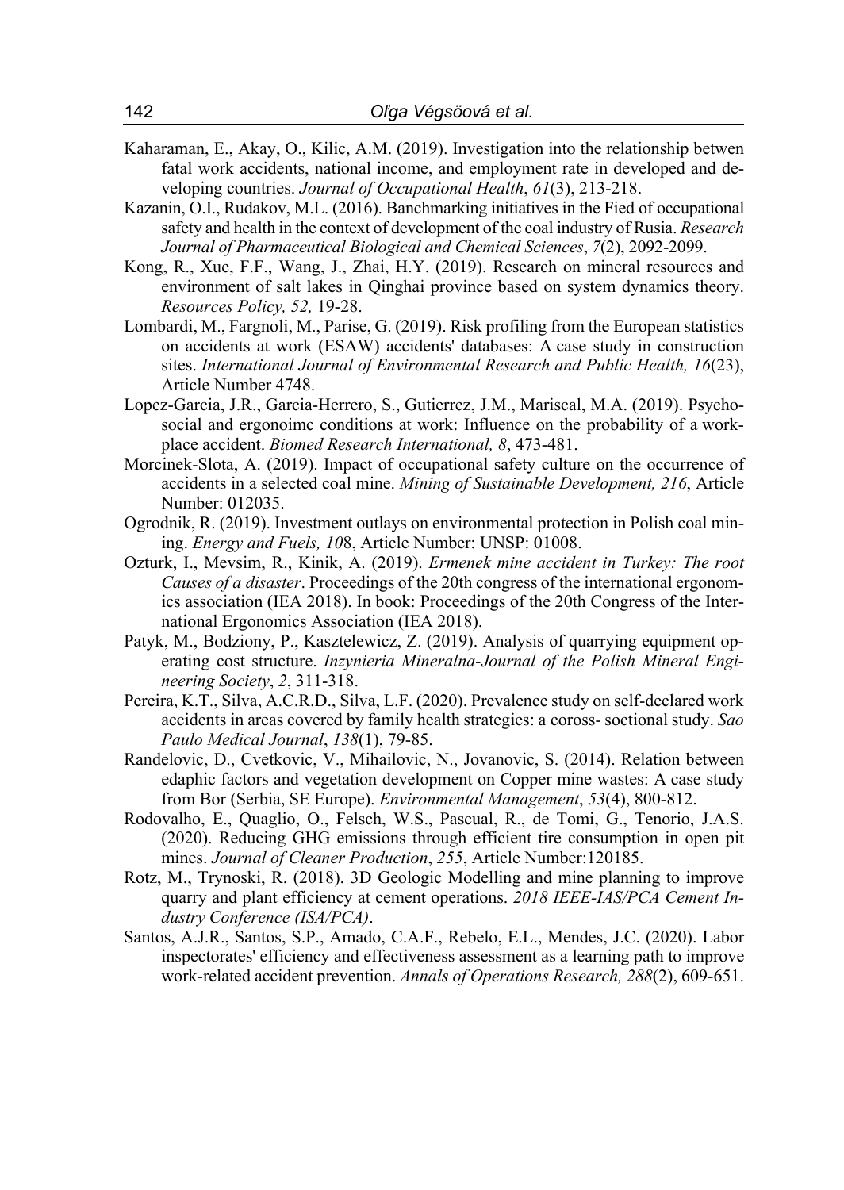Kaharaman, E., Akay, O., Kilic, A.M. (2019). Investigation into the relationship betwen fatal work accidents, national income, and employment rate in developed and developing countries. *Journal of Occupational Health*, *61*(3), 213-218.

Kazanin, O.I., Rudakov, M.L. (2016). Banchmarking initiatives in the Fied of occupational safety and health in the context of development of the coal industry of Rusia. *Research Journal of Pharmaceutical Biological and Chemical Sciences*, *7*(2), 2092-2099.

Kong, R., Xue, F.F., Wang, J., Zhai, H.Y. (2019). Research on mineral resources and environment of salt lakes in Qinghai province based on system dynamics theory. *Resources Policy, 52,* 19-28.

Lombardi, M., Fargnoli, M., Parise, G. (2019). Risk profiling from the European statistics on accidents at work (ESAW) accidents' databases: A case study in construction sites. *International Journal of Environmental Research and Public Health, 16*(23), Article Number 4748.

Lopez-Garcia, J.R., Garcia-Herrero, S., Gutierrez, J.M., Mariscal, M.A. (2019). Psychosocial and ergonoimc conditions at work: Influence on the probability of a workplace accident. *Biomed Research International, 8*, 473-481.

Morcinek-Slota, A. (2019). Impact of occupational safety culture on the occurrence of accidents in a selected coal mine. *Mining of Sustainable Development, 216*, Article Number: 012035.

Ogrodnik, R. (2019). Investment outlays on environmental protection in Polish coal mining. *Energy and Fuels, 10*8, Article Number: UNSP: 01008.

Ozturk, I., Mevsim, R., Kinik, A. (2019). *Ermenek mine accident in Turkey: The root Causes of a disaster*. Proceedings of the 20th congress of the international ergonomics association (IEA 2018). In book: Proceedings of the 20th Congress of the International Ergonomics Association (IEA 2018).

Patyk, M., Bodziony, P., Kasztelewicz, Z. (2019). Analysis of quarrying equipment operating cost structure. *Inzynieria Mineralna-Journal of the Polish Mineral Engineering Society*, *2*, 311-318.

Pereira, K.T., Silva, A.C.R.D., Silva, L.F. (2020). Prevalence study on self-declared work accidents in areas covered by family health strategies: a coross- soctional study. *Sao Paulo Medical Journal*, *138*(1), 79-85.

Randelovic, D., Cvetkovic, V., Mihailovic, N., Jovanovic, S. (2014). Relation between edaphic factors and vegetation development on Copper mine wastes: A case study from Bor (Serbia, SE Europe). *Environmental Management*, *53*(4), 800-812.

Rodovalho, E., Quaglio, O., Felsch, W.S., Pascual, R., de Tomi, G., Tenorio, J.A.S. (2020). Reducing GHG emissions through efficient tire consumption in open pit mines. *Journal of Cleaner Production*, *255*, Article Number:120185.

Rotz, M., Trynoski, R. (2018). 3D Geologic Modelling and mine planning to improve quarry and plant efficiency at cement operations. *2018 IEEE-IAS/PCA Cement Industry Conference (ISA/PCA)*.

Santos, A.J.R., Santos, S.P., Amado, C.A.F., Rebelo, E.L., Mendes, J.C. (2020). Labor inspectorates' efficiency and effectiveness assessment as a learning path to improve work-related accident prevention. *Annals of Operations Research, 288*(2), 609-651.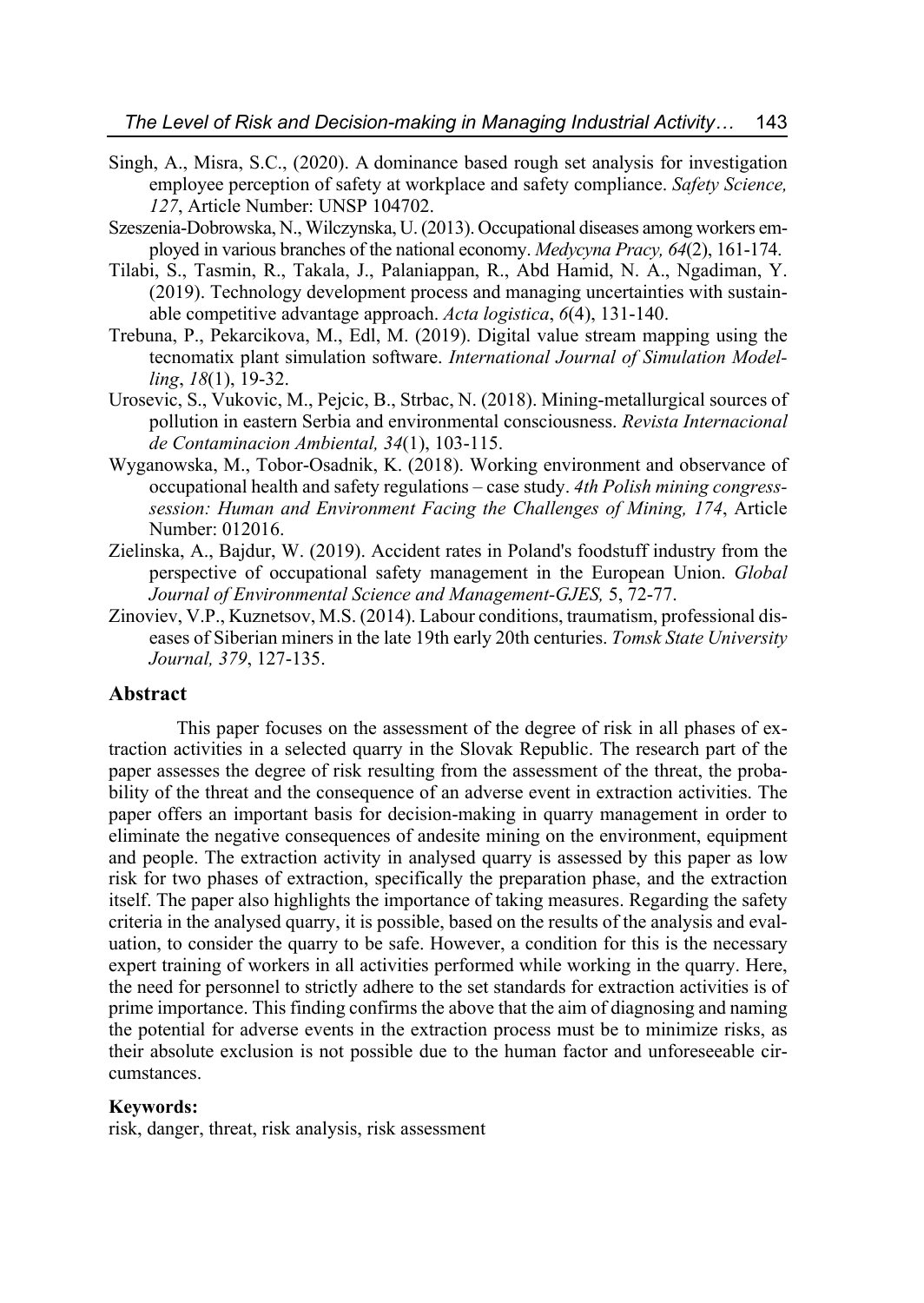Singh, A., Misra, S.C., (2020). A dominance based rough set analysis for investigation employee perception of safety at workplace and safety compliance. *Safety Science, 127*, Article Number: UNSP 104702.

Szeszenia-Dobrowska, N., Wilczynska, U. (2013). Occupational diseases among workers employed in various branches of the national economy. *Medycyna Pracy, 64*(2), 161-174.

Tilabi, S., Tasmin, R., Takala, J., Palaniappan, R., Abd Hamid, N. A., Ngadiman, Y. (2019). Technology development process and managing uncertainties with sustainable competitive advantage approach. *Acta logistica*, *6*(4), 131-140.

Trebuna, P., Pekarcikova, M., Edl, M. (2019). Digital value stream mapping using the tecnomatix plant simulation software. *International Journal of Simulation Modelling*, *18*(1), 19-32.

Urosevic, S., Vukovic, M., Pejcic, B., Strbac, N. (2018). Mining-metallurgical sources of pollution in eastern Serbia and environmental consciousness. *Revista Internacional de Contaminacion Ambiental, 34*(1), 103-115.

Wyganowska, M., Tobor-Osadnik, K. (2018). Working environment and observance of occupational health and safety regulations – case study. *4th Polish mining congress-session: Human and Environment Facing the Challenges of Mining, 174*, Article Number: 012016.

Zielinska, A., Bajdur, W. (2019). Accident rates in Poland's foodstuff industry from the perspective of occupational safety management in the European Union. *Global Journal of Environmental Science and Management-GJES,* 5, 72-77.

Zinoviev, V.P., Kuznetsov, M.S. (2014). Labour conditions, traumatism, professional diseases of Siberian miners in the late 19th early 20th centuries. *Tomsk State University Journal, 379*, 127-135.

## Abstract

This paper focuses on the assessment of the degree of risk in all phases of extraction activities in a selected quarry in the Slovak Republic. The research part of the paper assesses the degree of risk resulting from the assessment of the threat, the probability of the threat and the consequence of an adverse event in extraction activities. The paper offers an important basis for decision-making in quarry management in order to eliminate the negative consequences of andesite mining on the environment, equipment and people. The extraction activity in analysed quarry is assessed by this paper as low risk for two phases of extraction, specifically the preparation phase, and the extraction itself. The paper also highlights the importance of taking measures. Regarding the safety criteria in the analysed quarry, it is possible, based on the results of the analysis and evaluation, to consider the quarry to be safe. However, a condition for this is the necessary expert training of workers in all activities performed while working in the quarry. Here, the need for personnel to strictly adhere to the set standards for extraction activities is of prime importance. This finding confirms the above that the aim of diagnosing and naming the potential for adverse events in the extraction process must be to minimize risks, as their absolute exclusion is not possible due to the human factor and unforeseeable circumstances.

**Keywords:**
risk, danger, threat, risk analysis, risk assessment